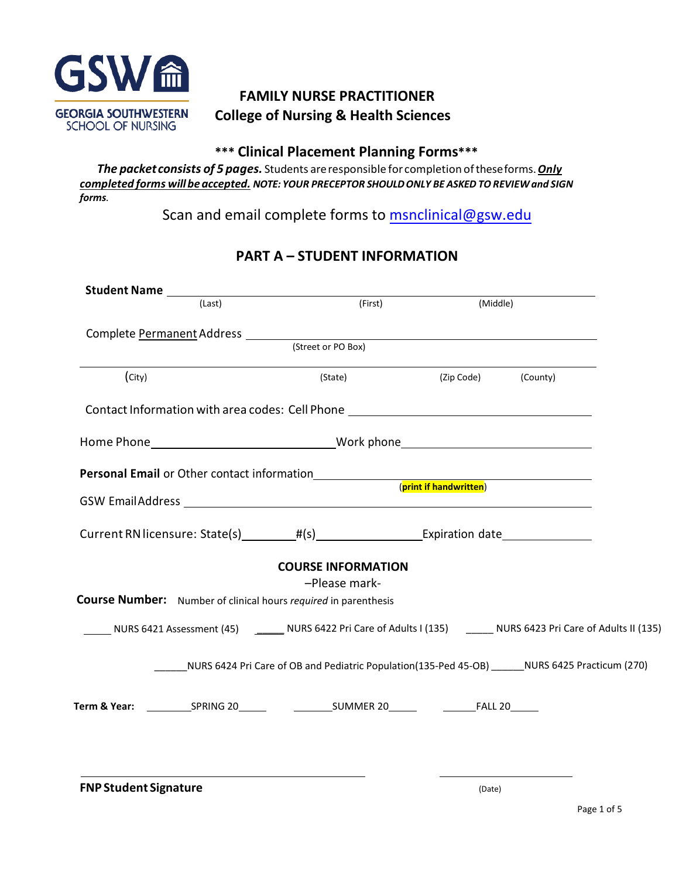GSW

GEORGIA SOUTHWESTERN SCHOOL OF NURSING

# FAMILY NURSE PRACTITIONER
## College of Nursing & Health Sciences

### *** Clinical Placement Planning Forms***

***The packet consists of 5 pages.*** Students are responsible for completion of these forms. ***Only completed forms will be accepted.*** ***NOTE: YOUR PRECEPTOR SHOULD ONLY BE ASKED TO REVIEW and SIGN forms.***

Scan and email complete forms to msnclinical@gsw.edu

## PART A – STUDENT INFORMATION

**Student Name** ________________________________________________
(Last) (First) (Middle)

Complete Permanent Address ________________________________________________
(Street or PO Box)

________________________________________________
(City) (State) (Zip Code) (County)

Contact Information with area codes: Cell Phone ________________________________

Home Phone ________________________ Work phone ________________________

**Personal Email** or Other contact information ________________________________
(**print if handwritten**)

GSW Email Address ________________________________________________

Current RN licensure: State(s)________#(s)________________Expiration date______________

### COURSE INFORMATION

–Please mark–

**Course Number:** Number of clinical hours *required* in parenthesis

_____ NURS 6421 Assessment (45) _____ NURS 6422 Pri Care of Adults I (135) _____ NURS 6423 Pri Care of Adults II (135)

______NURS 6424 Pri Care of OB and Pediatric Population(135-Ped 45-OB) ______NURS 6425 Practicum (270)

**Term & Year:** ________SPRING 20_____ ________SUMMER 20_____ ______FALL 20_____

________________________________________ ____________________

**FNP Student Signature** (Date)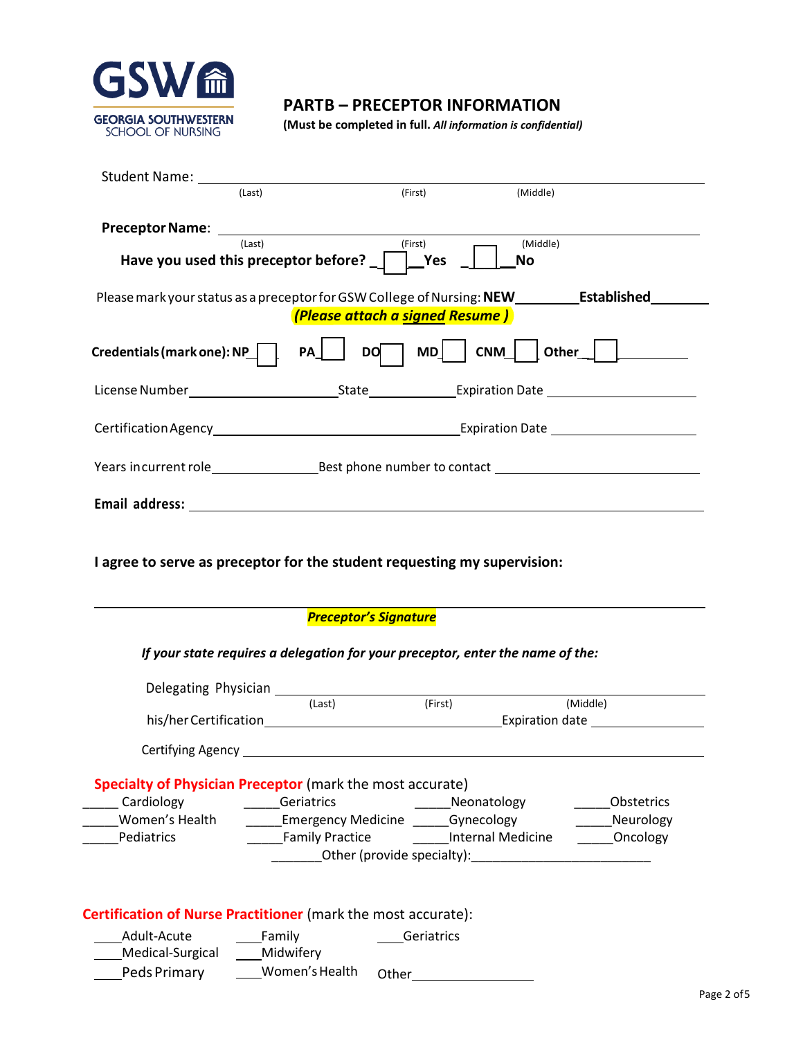GSW
GEORGIA SOUTHWESTERN
SCHOOL OF NURSING

## PARTB – PRECEPTOR INFORMATION

**(Must be completed in full.** ***All information is confidential)***

Student Name: ______________________________________________
(Last) (First) (Middle)

**Preceptor Name**: ______________________________________________
(Last) (First) (Middle)

**Have you used this preceptor before?** ☐ **Yes** ☐ **No**

Please mark your status as a preceptor for GSW College of Nursing: **NEW**________ **Established**________

***(Please attach a signed Resume )***

**Credentials (mark one): NP** ☐ **PA** ☐ **DO** ☐ **MD** ☐ **CNM** ☐ **Other** ☐ ____________

License Number____________________ State____________ Expiration Date ____________________

Certification Agency________________________________ Expiration Date ____________________

Years in current role______________ Best phone number to contact ____________________________

**Email address:** ______________________________________________

**I agree to serve as preceptor for the student requesting my supervision:**

______________________________________________
***Preceptor's Signature***

***If your state requires a delegation for your preceptor, enter the name of the:***

Delegating Physician ______________________________________________
(Last) (First) (Middle)

his/her Certification________________________________ Expiration date ______________

Certifying Agency ______________________________________________

**Specialty of Physician Preceptor** (mark the most accurate)

_____ Cardiology _____Geriatrics _____Neonatology _____Obstetrics
_____Women's Health _____Emergency Medicine _____Gynecology _____Neurology
_____Pediatrics _____Family Practice _____Internal Medicine _____Oncology
_______Other (provide specialty):________________________

**Certification of Nurse Practitioner** (mark the most accurate):

____Adult-Acute ____Family ____Geriatrics
____Medical-Surgical ____Midwifery
____Peds Primary ____Women's Health Other________________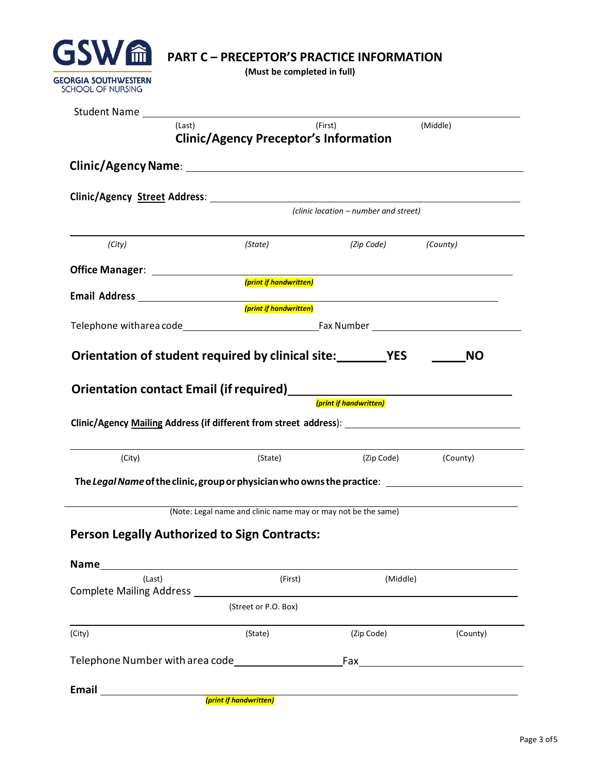GSW

GEORGIA SOUTHWESTERN SCHOOL OF NURSING

# PART C – PRECEPTOR'S PRACTICE INFORMATION

**(Must be completed in full)**

Student Name ______________________________________________________________

(Last) (First) (Middle)

## Clinic/Agency Preceptor's Information

**Clinic/Agency Name**: ______________________________________________________________

**Clinic/Agency Street Address**: ______________________________________________________________

*(clinic location – number and street)*

______________________________________________________________

*(City)* *(State)* *(Zip Code)* *(County)*

**Office Manager**: ______________________________________________________________

***(print if handwritten)***

**Email Address** ______________________________________________________________

***(print if handwritten)***

Telephone with area code ______________________ Fax Number ______________________

**Orientation of student required by clinical site: ________YES ______NO**

**Orientation contact Email (if required)** ______________________________

***(print if handwritten)***

**Clinic/Agency Mailing Address (if different from street address)**: ______________________________

______________________________________________________________

(City) (State) (Zip Code) (County)

**The *Legal Name* of the clinic, group or physician who owns the practice**: ______________________________

______________________________________________________________

(Note: Legal name and clinic name may or may not be the same)

## Person Legally Authorized to Sign Contracts:

**Name** ______________________________________________________________

(Last) (First) (Middle)

Complete Mailing Address ______________________________________________________________

(Street or P.O. Box)

______________________________________________________________

(City) (State) (Zip Code) (County)

Telephone Number with area code ______________________ Fax ______________________

**Email** ______________________________________________________________

***(print if handwritten)***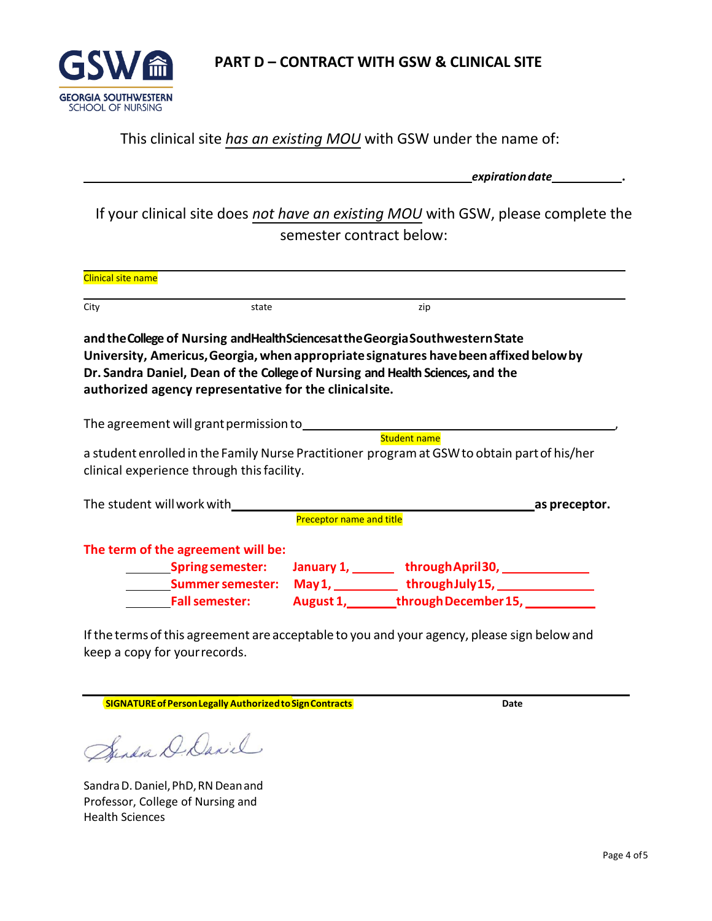GEORGIA SOUTHWESTERN SCHOOL OF NURSING

# PART D – CONTRACT WITH GSW & CLINICAL SITE

This clinical site *has an existing MOU* with GSW under the name of:

______________________________________________________________ ***expiration date*** __________.

If your clinical site does *not have an existing MOU* with GSW, please complete the semester contract below:

______________________________________________________________
Clinical site name

______________________________________________________________
City state zip

**and the College of Nursing and Health Sciences at the Georgia Southwestern State University, Americus, Georgia, when appropriate signatures have been affixed below by Dr. Sandra Daniel, Dean of the College of Nursing and Health Sciences, and the authorized agency representative for the clinical site.**

The agreement will grant permission to ______________________________________________,
Student name

a student enrolled in the Family Nurse Practitioner program at GSW to obtain part of his/her clinical experience through this facility.

The student will work with ______________________________________________ **as preceptor.**
Preceptor name and title

**The term of the agreement will be:**

- _______ **Spring semester: January 1, ______ through April 30, ____________**
- _______ **Summer semester: May 1, _________ through July 15, _____________**
- _______ **Fall semester: August 1, _______ through December 15, __________**

If the terms of this agreement are acceptable to you and your agency, please sign below and keep a copy for your records.

______________________________________________________________
**SIGNATURE of Person Legally Authorized to Sign Contracts** **Date**

Sandra D. Daniel, PhD, RN Dean and Professor, College of Nursing and Health Sciences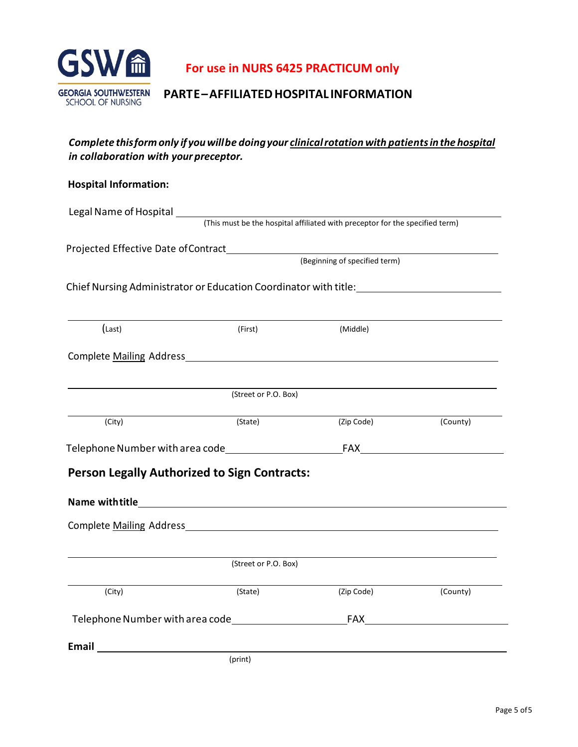GEORGIA SOUTHWESTERN SCHOOL OF NURSING

**For use in NURS 6425 PRACTICUM only**

## PART E – AFFILIATED HOSPITAL INFORMATION

***Complete this form only if you will be doing your clinical rotation with patients in the hospital in collaboration with your preceptor.***

**Hospital Information:**

Legal Name of Hospital ______________________________________________
(This must be the hospital affiliated with preceptor for the specified term)

Projected Effective Date of Contract ______________________________________________
(Beginning of specified term)

Chief Nursing Administrator or Education Coordinator with title: ______________________________________________

______________________________________________
(Last) (First) (Middle)

Complete Mailing Address ______________________________________________

______________________________________________
(Street or P.O. Box)

______________________________________________
(City) (State) (Zip Code) (County)

Telephone Number with area code ____________________ FAX ____________________

### Person Legally Authorized to Sign Contracts:

**Name with title** ______________________________________________

Complete Mailing Address ______________________________________________

______________________________________________
(Street or P.O. Box)

______________________________________________
(City) (State) (Zip Code) (County)

Telephone Number with area code ____________________ FAX ____________________

**Email** ______________________________________________
(print)